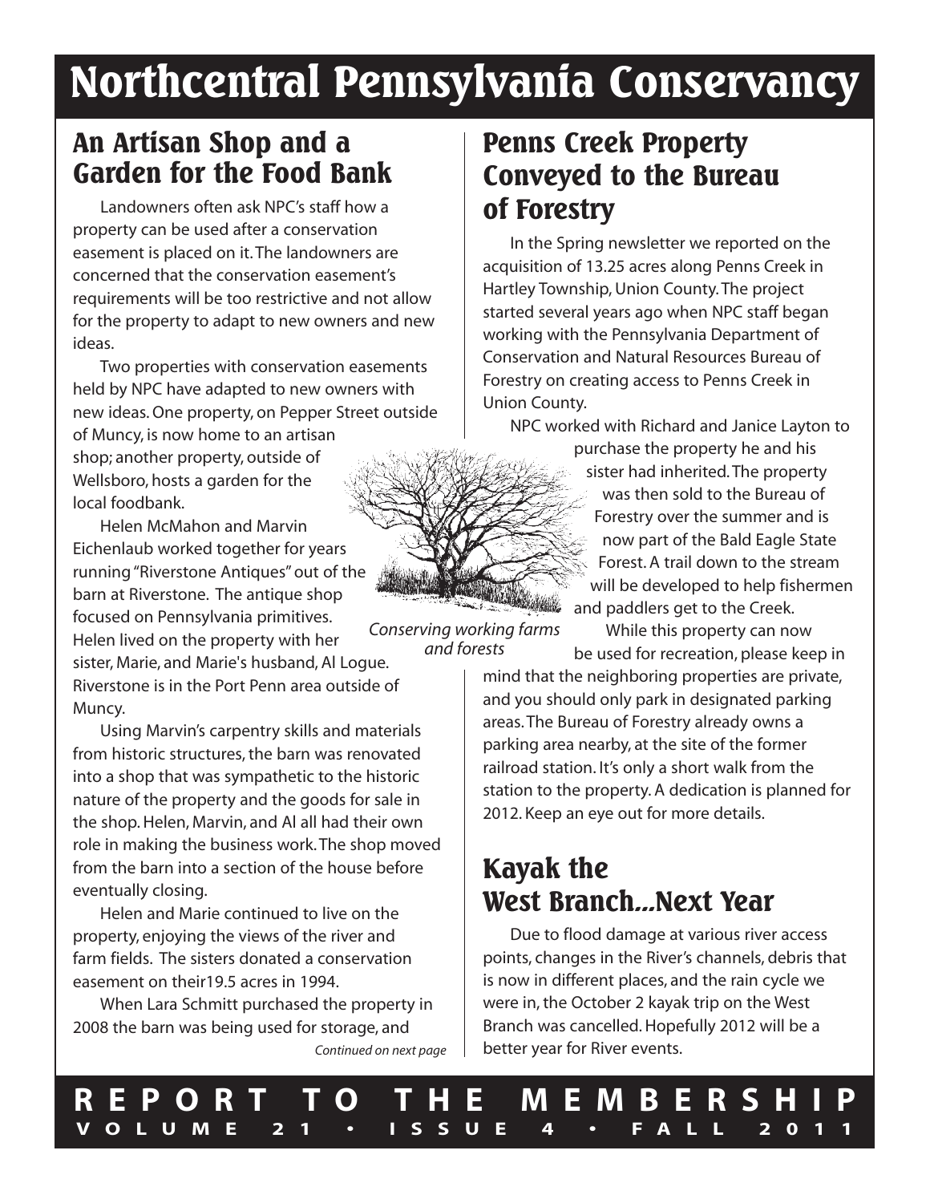# Northcentral Pennsylvania Conservancy

## An Artisan Shop and a Garden for the Food Bank

Landowners often ask NPC's staff how a property can be used after a conservation easement is placed on it. The landowners are concerned that the conservation easement's requirements will be too restrictive and not allow for the property to adapt to new owners and new ideas.

Two properties with conservation easements held by NPC have adapted to new owners with new ideas. One property, on Pepper Street outside of Muncy, is now home to an artisan shop; another property, outside of Wellsboro, hosts a garden for the local foodbank.

Helen McMahon and Marvin Eichenlaub worked together for years running "Riverstone Antiques" out of the barn at Riverstone. The antique shop focused on Pennsylvania primitives. Helen lived on the property with her sister, Marie, and Marie's husband, Al Logue. Riverstone is in the Port Penn area outside of Muncy.

Using Marvin's carpentry skills and materials from historic structures, the barn was renovated into a shop that was sympathetic to the historic nature of the property and the goods for sale in the shop. Helen, Marvin, and Al all had their own role in making the business work. The shop moved from the barn into a section of the house before eventually closing.

Helen and Marie continued to live on the property, enjoying the views of the river and farm fields. The sisters donated a conservation easement on their19.5 acres in 1994.

When Lara Schmitt purchased the property in 2008 the barn was being used for storage, and

*Continued on next page*

*Conserving working farms and forests*

## Penns Creek Property Conveyed to the Bureau of Forestry

In the Spring newsletter we reported on the acquisition of 13.25 acres along Penns Creek in Hartley Township, Union County. The project started several years ago when NPC staff began working with the Pennsylvania Department of Conservation and Natural Resources Bureau of Forestry on creating access to Penns Creek in Union County.

NPC worked with Richard and Janice Layton to purchase the property he and his sister had inherited. The property was then sold to the Bureau of Forestry over the summer and is now part of the Bald Eagle State Forest. A trail down to the stream will be developed to help fishermen and paddlers get to the Creek.

While this property can now be used for recreation, please keep in mind that the neighboring properties are private, and you should only park in designated parking areas. The Bureau of Forestry already owns a parking area nearby, at the site of the former railroad station. It's only a short walk from the station to the property. A dedication is planned for 2012. Keep an eye out for more details.

## Kayak the West Branch...Next Year

Due to flood damage at various river access points, changes in the River's channels, debris that is now in different places, and the rain cycle we were in, the October 2 kayak trip on the West Branch was cancelled. Hopefully 2012 will be a better year for River events.

**REPORT TO THE MEMBERSHIP**
**VOLUME 21 • ISSUE 4 • FALL 2011**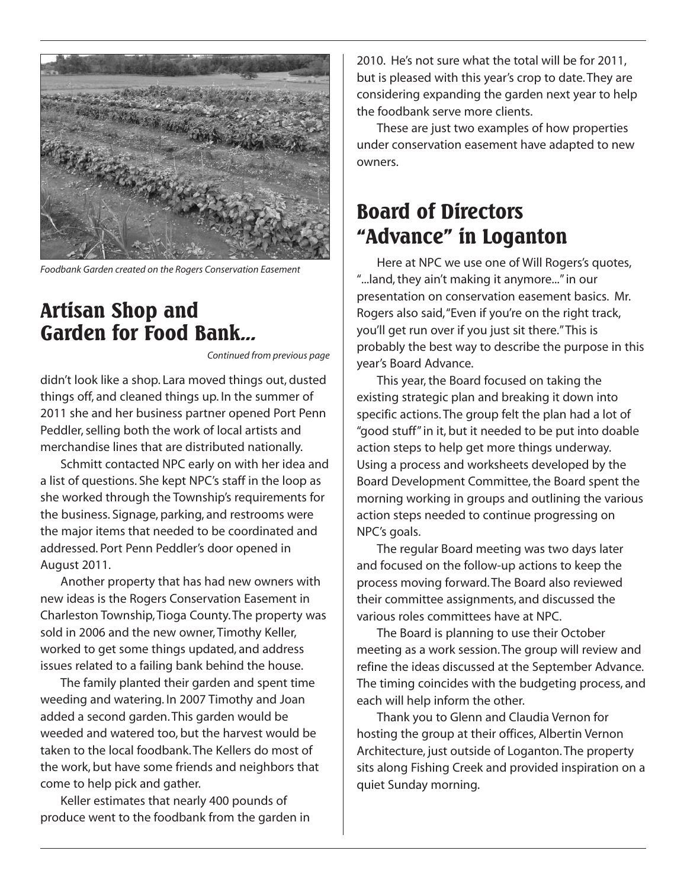Foodbank Garden created on the Rogers Conservation Easement

## Artisan Shop and Garden for Food Bank...

*Continued from previous page*

didn't look like a shop. Lara moved things out, dusted things off, and cleaned things up. In the summer of 2011 she and her business partner opened Port Penn Peddler, selling both the work of local artists and merchandise lines that are distributed nationally.

Schmitt contacted NPC early on with her idea and a list of questions. She kept NPC's staff in the loop as she worked through the Township's requirements for the business. Signage, parking, and restrooms were the major items that needed to be coordinated and addressed. Port Penn Peddler's door opened in August 2011.

Another property that has had new owners with new ideas is the Rogers Conservation Easement in Charleston Township, Tioga County. The property was sold in 2006 and the new owner, Timothy Keller, worked to get some things updated, and address issues related to a failing bank behind the house.

The family planted their garden and spent time weeding and watering. In 2007 Timothy and Joan added a second garden. This garden would be weeded and watered too, but the harvest would be taken to the local foodbank. The Kellers do most of the work, but have some friends and neighbors that come to help pick and gather.

Keller estimates that nearly 400 pounds of produce went to the foodbank from the garden in 2010. He's not sure what the total will be for 2011, but is pleased with this year's crop to date. They are considering expanding the garden next year to help the foodbank serve more clients.

These are just two examples of how properties under conservation easement have adapted to new owners.

## Board of Directors "Advance" in Loganton

Here at NPC we use one of Will Rogers's quotes, "...land, they ain't making it anymore..." in our presentation on conservation easement basics. Mr. Rogers also said, "Even if you're on the right track, you'll get run over if you just sit there." This is probably the best way to describe the purpose in this year's Board Advance.

This year, the Board focused on taking the existing strategic plan and breaking it down into specific actions. The group felt the plan had a lot of "good stuff" in it, but it needed to be put into doable action steps to help get more things underway. Using a process and worksheets developed by the Board Development Committee, the Board spent the morning working in groups and outlining the various action steps needed to continue progressing on NPC's goals.

The regular Board meeting was two days later and focused on the follow-up actions to keep the process moving forward. The Board also reviewed their committee assignments, and discussed the various roles committees have at NPC.

The Board is planning to use their October meeting as a work session. The group will review and refine the ideas discussed at the September Advance. The timing coincides with the budgeting process, and each will help inform the other.

Thank you to Glenn and Claudia Vernon for hosting the group at their offices, Albertin Vernon Architecture, just outside of Loganton. The property sits along Fishing Creek and provided inspiration on a quiet Sunday morning.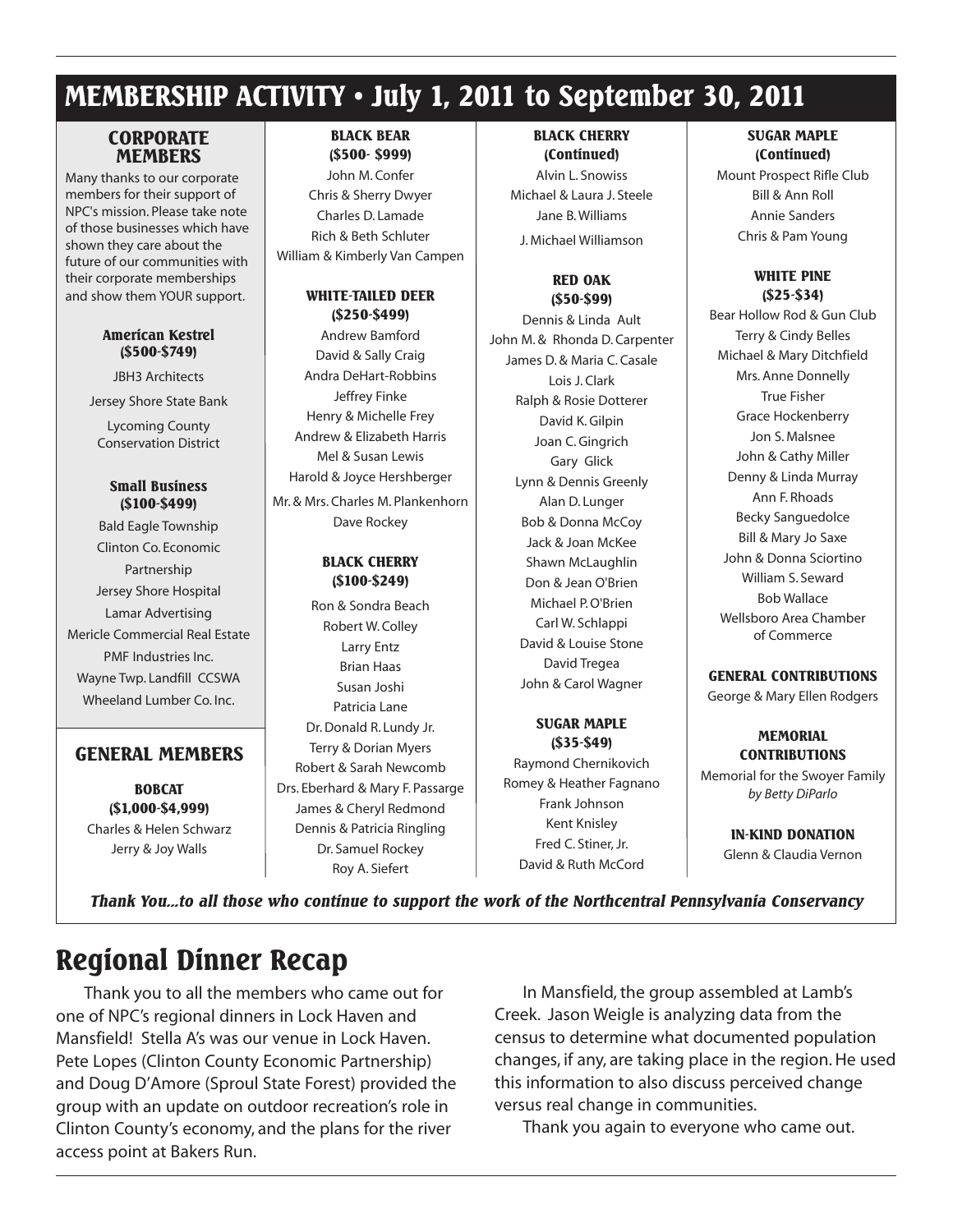# MEMBERSHIP ACTIVITY • July 1, 2011 to September 30, 2011

## CORPORATE MEMBERS

Many thanks to our corporate members for their support of NPC's mission. Please take note of those businesses which have shown they care about the future of our communities with their corporate memberships and show them YOUR support.

### American Kestrel ($500-$749)

JBH3 Architects
Jersey Shore State Bank
Lycoming County Conservation District

### Small Business ($100-$499)

Bald Eagle Township
Clinton Co. Economic Partnership
Jersey Shore Hospital
Lamar Advertising
Mericle Commercial Real Estate
PMF Industries Inc.
Wayne Twp. Landfill CCSWA
Wheeland Lumber Co. Inc.

## GENERAL MEMBERS

### BOBCAT ($1,000-$4,999)

Charles & Helen Schwarz
Jerry & Joy Walls

### BLACK BEAR ($500- $999)

John M. Confer
Chris & Sherry Dwyer
Charles D. Lamade
Rich & Beth Schluter
William & Kimberly Van Campen

### WHITE-TAILED DEER ($250-$499)

Andrew Bamford
David & Sally Craig
Andra DeHart-Robbins
Jeffrey Finke
Henry & Michelle Frey
Andrew & Elizabeth Harris
Mel & Susan Lewis
Harold & Joyce Hershberger
Mr. & Mrs. Charles M. Plankenhorn
Dave Rockey

### BLACK CHERRY ($100-$249)

Ron & Sondra Beach
Robert W. Colley
Larry Entz
Brian Haas
Susan Joshi
Patricia Lane
Dr. Donald R. Lundy Jr.
Terry & Dorian Myers
Robert & Sarah Newcomb
Drs. Eberhard & Mary F. Passarge
James & Cheryl Redmond
Dennis & Patricia Ringling
Dr. Samuel Rockey
Roy A. Siefert

### BLACK CHERRY (Continued)

Alvin L. Snowiss
Michael & Laura J. Steele
Jane B. Williams
J. Michael Williamson

### RED OAK ($50-$99)

Dennis & Linda Ault
John M. & Rhonda D. Carpenter
James D. & Maria C. Casale
Lois J. Clark
Ralph & Rosie Dotterer
David K. Gilpin
Joan C. Gingrich
Gary Glick
Lynn & Dennis Greenly
Alan D. Lunger
Bob & Donna McCoy
Jack & Joan McKee
Shawn McLaughlin
Don & Jean O'Brien
Michael P. O'Brien
Carl W. Schlappi
David & Louise Stone
David Tregea
John & Carol Wagner

### SUGAR MAPLE ($35-$49)

Raymond Chernikovich
Romey & Heather Fagnano
Frank Johnson
Kent Knisley
Fred C. Stiner, Jr.
David & Ruth McCord

### SUGAR MAPLE (Continued)

Mount Prospect Rifle Club
Bill & Ann Roll
Annie Sanders
Chris & Pam Young

### WHITE PINE ($25-$34)

Bear Hollow Rod & Gun Club
Terry & Cindy Belles
Michael & Mary Ditchfield
Mrs. Anne Donnelly
True Fisher
Grace Hockenberry
Jon S. Malsnee
John & Cathy Miller
Denny & Linda Murray
Ann F. Rhoads
Becky Sanguedolce
Bill & Mary Jo Saxe
John & Donna Sciortino
William S. Seward
Bob Wallace
Wellsboro Area Chamber of Commerce

### GENERAL CONTRIBUTIONS

George & Mary Ellen Rodgers

### MEMORIAL CONTRIBUTIONS

Memorial for the Swoyer Family
*by Betty DiParlo*

### IN-KIND DONATION

Glenn & Claudia Vernon

***Thank You...to all those who continue to support the work of the Northcentral Pennsylvania Conservancy***

# Regional Dinner Recap

Thank you to all the members who came out for one of NPC's regional dinners in Lock Haven and Mansfield! Stella A's was our venue in Lock Haven. Pete Lopes (Clinton County Economic Partnership) and Doug D'Amore (Sproul State Forest) provided the group with an update on outdoor recreation's role in Clinton County's economy, and the plans for the river access point at Bakers Run.

In Mansfield, the group assembled at Lamb's Creek. Jason Weigle is analyzing data from the census to determine what documented population changes, if any, are taking place in the region. He used this information to also discuss perceived change versus real change in communities.

Thank you again to everyone who came out.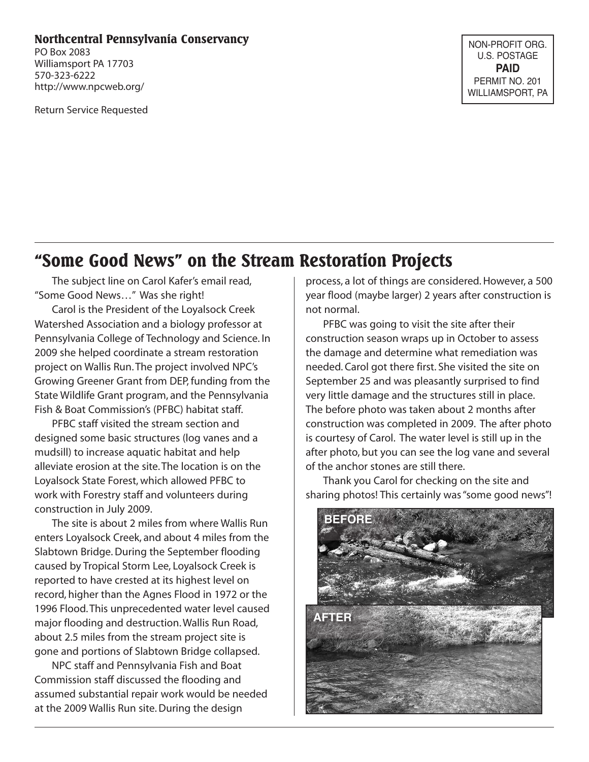**Northcentral Pennsylvania Conservancy**
PO Box 2083
Williamsport PA 17703
570-323-6222
http://www.npcweb.org/

Return Service Requested

NON-PROFIT ORG.
U.S. POSTAGE
**PAID**
PERMIT NO. 201
WILLIAMSPORT, PA

# "Some Good News" on the Stream Restoration Projects

The subject line on Carol Kafer's email read, "Some Good News…" Was she right!

Carol is the President of the Loyalsock Creek Watershed Association and a biology professor at Pennsylvania College of Technology and Science. In 2009 she helped coordinate a stream restoration project on Wallis Run. The project involved NPC's Growing Greener Grant from DEP, funding from the State Wildlife Grant program, and the Pennsylvania Fish & Boat Commission's (PFBC) habitat staff.

PFBC staff visited the stream section and designed some basic structures (log vanes and a mudsill) to increase aquatic habitat and help alleviate erosion at the site. The location is on the Loyalsock State Forest, which allowed PFBC to work with Forestry staff and volunteers during construction in July 2009.

The site is about 2 miles from where Wallis Run enters Loyalsock Creek, and about 4 miles from the Slabtown Bridge. During the September flooding caused by Tropical Storm Lee, Loyalsock Creek is reported to have crested at its highest level on record, higher than the Agnes Flood in 1972 or the 1996 Flood. This unprecedented water level caused major flooding and destruction. Wallis Run Road, about 2.5 miles from the stream project site is gone and portions of Slabtown Bridge collapsed.

NPC staff and Pennsylvania Fish and Boat Commission staff discussed the flooding and assumed substantial repair work would be needed at the 2009 Wallis Run site. During the design process, a lot of things are considered. However, a 500 year flood (maybe larger) 2 years after construction is not normal.

PFBC was going to visit the site after their construction season wraps up in October to assess the damage and determine what remediation was needed. Carol got there first. She visited the site on September 25 and was pleasantly surprised to find very little damage and the structures still in place. The before photo was taken about 2 months after construction was completed in 2009. The after photo is courtesy of Carol. The water level is still up in the after photo, but you can see the log vane and several of the anchor stones are still there.

Thank you Carol for checking on the site and sharing photos! This certainly was "some good news"!

BEFORE

AFTER